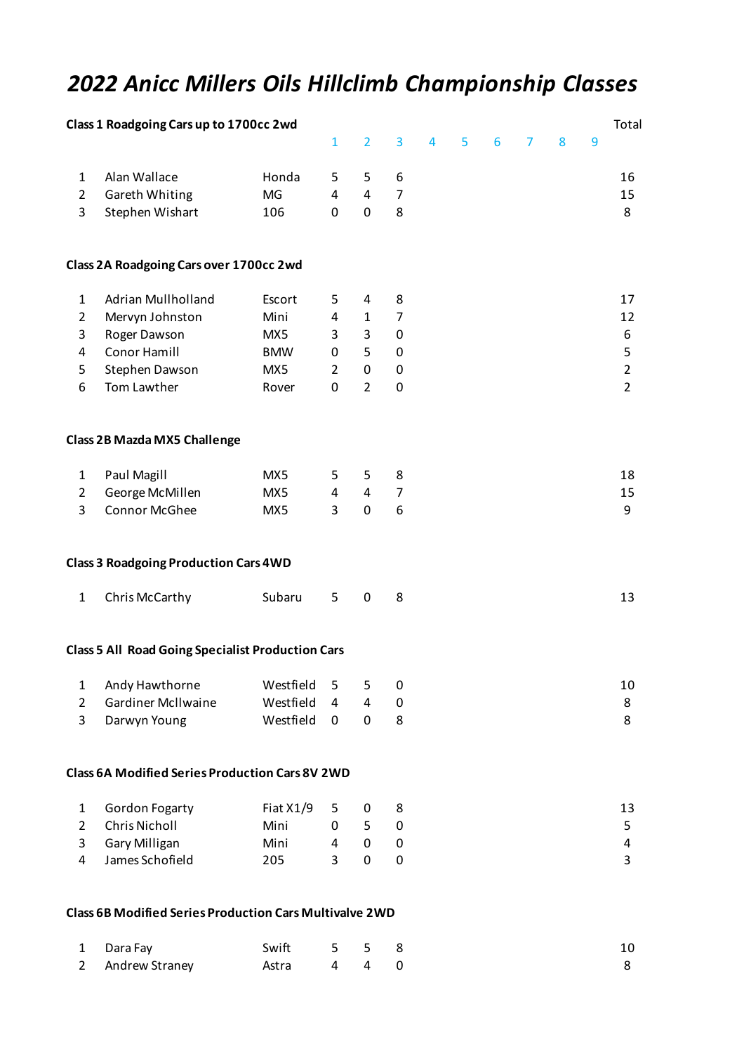# 2022 Anicc Millers Oils Hillclimb Championship Classes

**Class 1 Roadgoing Cars up to 1700cc 2wd**

| | | | 1 | 2 | 3 | 4 | 5 | 6 | 7 | 8 | 9 | Total |
|---|---|---|---|---|---|---|---|---|---|---|---|---|
| 1 | Alan Wallace | Honda | 5 | 5 | 6 | | | | | | | 16 |
| 2 | Gareth Whiting | MG | 4 | 4 | 7 | | | | | | | 15 |
| 3 | Stephen Wishart | 106 | 0 | 0 | 8 | | | | | | | 8 |

**Class 2A Roadgoing Cars over 1700cc 2wd**

| | | | 1 | 2 | 3 | 4 | 5 | 6 | 7 | 8 | 9 | Total |
|---|---|---|---|---|---|---|---|---|---|---|---|---|
| 1 | Adrian Mullholland | Escort | 5 | 4 | 8 | | | | | | | 17 |
| 2 | Mervyn Johnston | Mini | 4 | 1 | 7 | | | | | | | 12 |
| 3 | Roger Dawson | MX5 | 3 | 3 | 0 | | | | | | | 6 |
| 4 | Conor Hamill | BMW | 0 | 5 | 0 | | | | | | | 5 |
| 5 | Stephen Dawson | MX5 | 2 | 0 | 0 | | | | | | | 2 |
| 6 | Tom Lawther | Rover | 0 | 2 | 0 | | | | | | | 2 |

**Class 2B Mazda MX5 Challenge**

| | | | 1 | 2 | 3 | 4 | 5 | 6 | 7 | 8 | 9 | Total |
|---|---|---|---|---|---|---|---|---|---|---|---|---|
| 1 | Paul Magill | MX5 | 5 | 5 | 8 | | | | | | | 18 |
| 2 | George McMillen | MX5 | 4 | 4 | 7 | | | | | | | 15 |
| 3 | Connor McGhee | MX5 | 3 | 0 | 6 | | | | | | | 9 |

**Class 3 Roadgoing Production Cars 4WD**

| | | | 1 | 2 | 3 | 4 | 5 | 6 | 7 | 8 | 9 | Total |
|---|---|---|---|---|---|---|---|---|---|---|---|---|
| 1 | Chris McCarthy | Subaru | 5 | 0 | 8 | | | | | | | 13 |

**Class 5 All Road Going Specialist Production Cars**

| | | | 1 | 2 | 3 | 4 | 5 | 6 | 7 | 8 | 9 | Total |
|---|---|---|---|---|---|---|---|---|---|---|---|---|
| 1 | Andy Hawthorne | Westfield | 5 | 5 | 0 | | | | | | | 10 |
| 2 | Gardiner McIlwaine | Westfield | 4 | 4 | 0 | | | | | | | 8 |
| 3 | Darwyn Young | Westfield | 0 | 0 | 8 | | | | | | | 8 |

**Class 6A Modified Series Production Cars 8V 2WD**

| | | | 1 | 2 | 3 | 4 | 5 | 6 | 7 | 8 | 9 | Total |
|---|---|---|---|---|---|---|---|---|---|---|---|---|
| 1 | Gordon Fogarty | Fiat X1/9 | 5 | 0 | 8 | | | | | | | 13 |
| 2 | Chris Nicholl | Mini | 0 | 5 | 0 | | | | | | | 5 |
| 3 | Gary Milligan | Mini | 4 | 0 | 0 | | | | | | | 4 |
| 4 | James Schofield | 205 | 3 | 0 | 0 | | | | | | | 3 |

**Class 6B Modified Series Production Cars Multivalve 2WD**

| | | | 1 | 2 | 3 | 4 | 5 | 6 | 7 | 8 | 9 | Total |
|---|---|---|---|---|---|---|---|---|---|---|---|---|
| 1 | Dara Fay | Swift | 5 | 5 | 8 | | | | | | | 10 |
| 2 | Andrew Straney | Astra | 4 | 4 | 0 | | | | | | | 8 |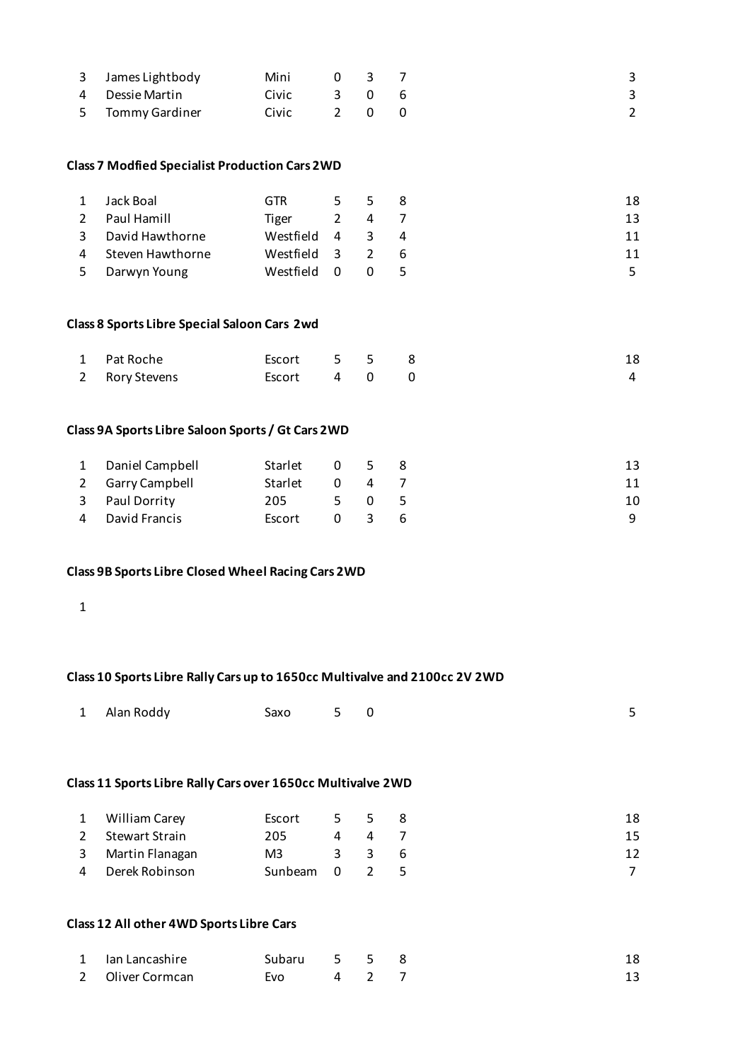| | | | | | | |
|---|---|---|---|---|---|---|
| 3 | James Lightbody | Mini | 0 | 3 | 7 | 3 |
| 4 | Dessie Martin | Civic | 3 | 0 | 6 | 3 |
| 5 | Tommy Gardiner | Civic | 2 | 0 | 0 | 2 |

**Class 7 Modfied Specialist Production Cars 2WD**

| | | | | | | |
|---|---|---|---|---|---|---|
| 1 | Jack Boal | GTR | 5 | 5 | 8 | 18 |
| 2 | Paul Hamill | Tiger | 2 | 4 | 7 | 13 |
| 3 | David Hawthorne | Westfield | 4 | 3 | 4 | 11 |
| 4 | Steven Hawthorne | Westfield | 3 | 2 | 6 | 11 |
| 5 | Darwyn Young | Westfield | 0 | 0 | 5 | 5 |

**Class 8 Sports Libre Special Saloon Cars 2wd**

| | | | | | | |
|---|---|---|---|---|---|---|
| 1 | Pat Roche | Escort | 5 | 5 | 8 | 18 |
| 2 | Rory Stevens | Escort | 4 | 0 | 0 | 4 |

**Class 9A Sports Libre Saloon Sports / Gt Cars 2WD**

| | | | | | | |
|---|---|---|---|---|---|---|
| 1 | Daniel Campbell | Starlet | 0 | 5 | 8 | 13 |
| 2 | Garry Campbell | Starlet | 0 | 4 | 7 | 11 |
| 3 | Paul Dorrity | 205 | 5 | 0 | 5 | 10 |
| 4 | David Francis | Escort | 0 | 3 | 6 | 9 |

**Class 9B Sports Libre Closed Wheel Racing Cars 2WD**

1

**Class 10 Sports Libre Rally Cars up to 1650cc Multivalve and 2100cc 2V 2WD**

| | | | | | | |
|---|---|---|---|---|---|---|
| 1 | Alan Roddy | Saxo | 5 | 0 | | 5 |

**Class 11 Sports Libre Rally Cars over 1650cc Multivalve 2WD**

| | | | | | | |
|---|---|---|---|---|---|---|
| 1 | William Carey | Escort | 5 | 5 | 8 | 18 |
| 2 | Stewart Strain | 205 | 4 | 4 | 7 | 15 |
| 3 | Martin Flanagan | M3 | 3 | 3 | 6 | 12 |
| 4 | Derek Robinson | Sunbeam | 0 | 2 | 5 | 7 |

**Class 12 All other 4WD Sports Libre Cars**

| | | | | | | |
|---|---|---|---|---|---|---|
| 1 | Ian Lancashire | Subaru | 5 | 5 | 8 | 18 |
| 2 | Oliver Cormcan | Evo | 4 | 2 | 7 | 13 |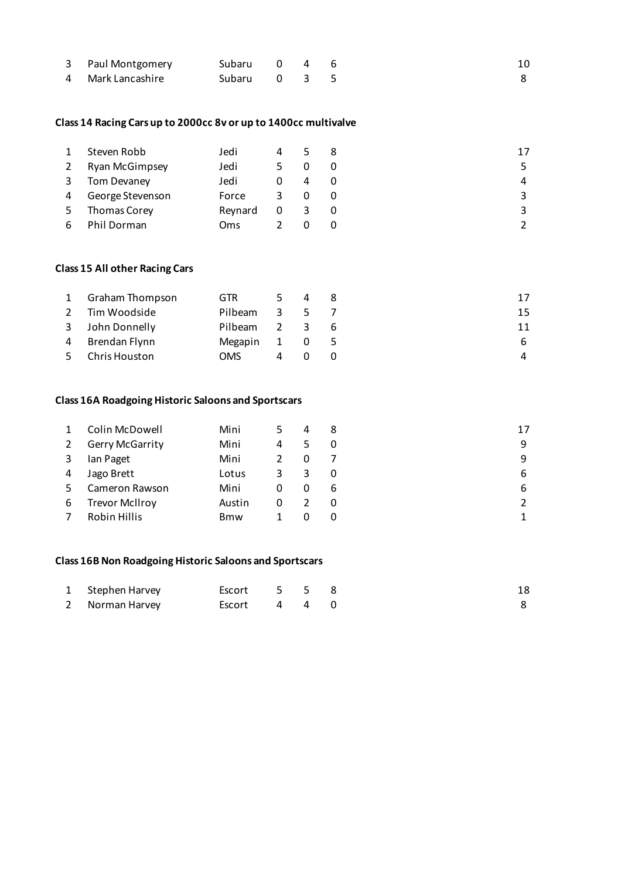| | | | | | | |
|---|---|---|---|---|---|---|
| 3 | Paul Montgomery | Subaru | 0 | 4 | 6 | 10 |
| 4 | Mark Lancashire | Subaru | 0 | 3 | 5 | 8 |

**Class 14 Racing Cars up to 2000cc 8v or up to 1400cc multivalve**

| | | | | | | |
|---|---|---|---|---|---|---|
| 1 | Steven Robb | Jedi | 4 | 5 | 8 | 17 |
| 2 | Ryan McGimpsey | Jedi | 5 | 0 | 0 | 5 |
| 3 | Tom Devaney | Jedi | 0 | 4 | 0 | 4 |
| 4 | George Stevenson | Force | 3 | 0 | 0 | 3 |
| 5 | Thomas Corey | Reynard | 0 | 3 | 0 | 3 |
| 6 | Phil Dorman | Oms | 2 | 0 | 0 | 2 |

**Class 15 All other Racing Cars**

| | | | | | | |
|---|---|---|---|---|---|---|
| 1 | Graham Thompson | GTR | 5 | 4 | 8 | 17 |
| 2 | Tim Woodside | Pilbeam | 3 | 5 | 7 | 15 |
| 3 | John Donnelly | Pilbeam | 2 | 3 | 6 | 11 |
| 4 | Brendan Flynn | Megapin | 1 | 0 | 5 | 6 |
| 5 | Chris Houston | OMS | 4 | 0 | 0 | 4 |

**Class 16A Roadgoing Historic Saloons and Sportscars**

| | | | | | | |
|---|---|---|---|---|---|---|
| 1 | Colin McDowell | Mini | 5 | 4 | 8 | 17 |
| 2 | Gerry McGarrity | Mini | 4 | 5 | 0 | 9 |
| 3 | Ian Paget | Mini | 2 | 0 | 7 | 9 |
| 4 | Jago Brett | Lotus | 3 | 3 | 0 | 6 |
| 5 | Cameron Rawson | Mini | 0 | 0 | 6 | 6 |
| 6 | Trevor McIlroy | Austin | 0 | 2 | 0 | 2 |
| 7 | Robin Hillis | Bmw | 1 | 0 | 0 | 1 |

**Class 16B Non Roadgoing Historic Saloons and Sportscars**

| | | | | | | |
|---|---|---|---|---|---|---|
| 1 | Stephen Harvey | Escort | 5 | 5 | 8 | 18 |
| 2 | Norman Harvey | Escort | 4 | 4 | 0 | 8 |